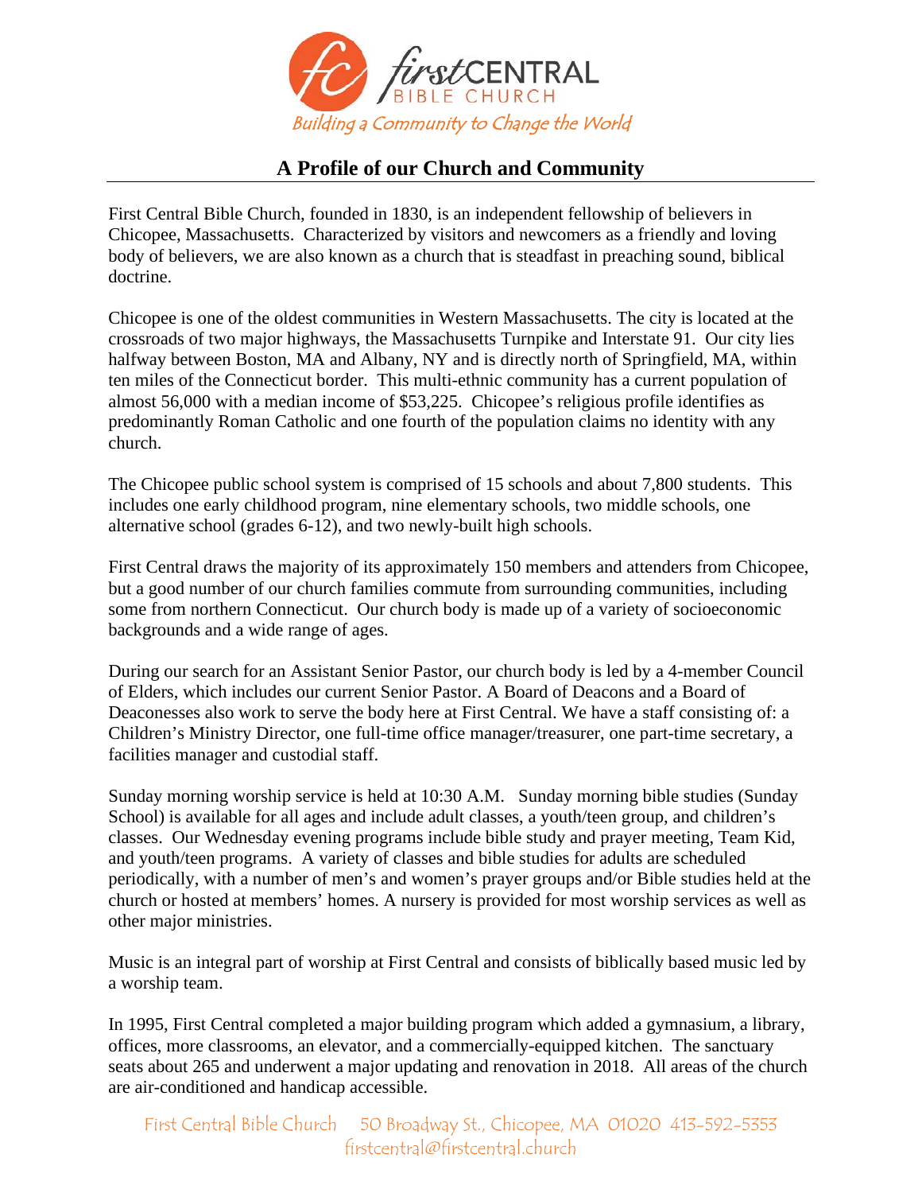firstCENTRAL BIBLE CHURCH

*Building a Community to Change the World*

## A Profile of our Church and Community

First Central Bible Church, founded in 1830, is an independent fellowship of believers in Chicopee, Massachusetts. Characterized by visitors and newcomers as a friendly and loving body of believers, we are also known as a church that is steadfast in preaching sound, biblical doctrine.

Chicopee is one of the oldest communities in Western Massachusetts. The city is located at the crossroads of two major highways, the Massachusetts Turnpike and Interstate 91. Our city lies halfway between Boston, MA and Albany, NY and is directly north of Springfield, MA, within ten miles of the Connecticut border. This multi-ethnic community has a current population of almost 56,000 with a median income of $53,225. Chicopee's religious profile identifies as predominantly Roman Catholic and one fourth of the population claims no identity with any church.

The Chicopee public school system is comprised of 15 schools and about 7,800 students. This includes one early childhood program, nine elementary schools, two middle schools, one alternative school (grades 6-12), and two newly-built high schools.

First Central draws the majority of its approximately 150 members and attenders from Chicopee, but a good number of our church families commute from surrounding communities, including some from northern Connecticut. Our church body is made up of a variety of socioeconomic backgrounds and a wide range of ages.

During our search for an Assistant Senior Pastor, our church body is led by a 4-member Council of Elders, which includes our current Senior Pastor. A Board of Deacons and a Board of Deaconesses also work to serve the body here at First Central. We have a staff consisting of: a Children's Ministry Director, one full-time office manager/treasurer, one part-time secretary, a facilities manager and custodial staff.

Sunday morning worship service is held at 10:30 A.M. Sunday morning bible studies (Sunday School) is available for all ages and include adult classes, a youth/teen group, and children's classes. Our Wednesday evening programs include bible study and prayer meeting, Team Kid, and youth/teen programs. A variety of classes and bible studies for adults are scheduled periodically, with a number of men's and women's prayer groups and/or Bible studies held at the church or hosted at members' homes. A nursery is provided for most worship services as well as other major ministries.

Music is an integral part of worship at First Central and consists of biblically based music led by a worship team.

In 1995, First Central completed a major building program which added a gymnasium, a library, offices, more classrooms, an elevator, and a commercially-equipped kitchen. The sanctuary seats about 265 and underwent a major updating and renovation in 2018. All areas of the church are air-conditioned and handicap accessible.

First Central Bible Church 50 Broadway St., Chicopee, MA 01020 413-592-5353
firstcentral@firstcentral.church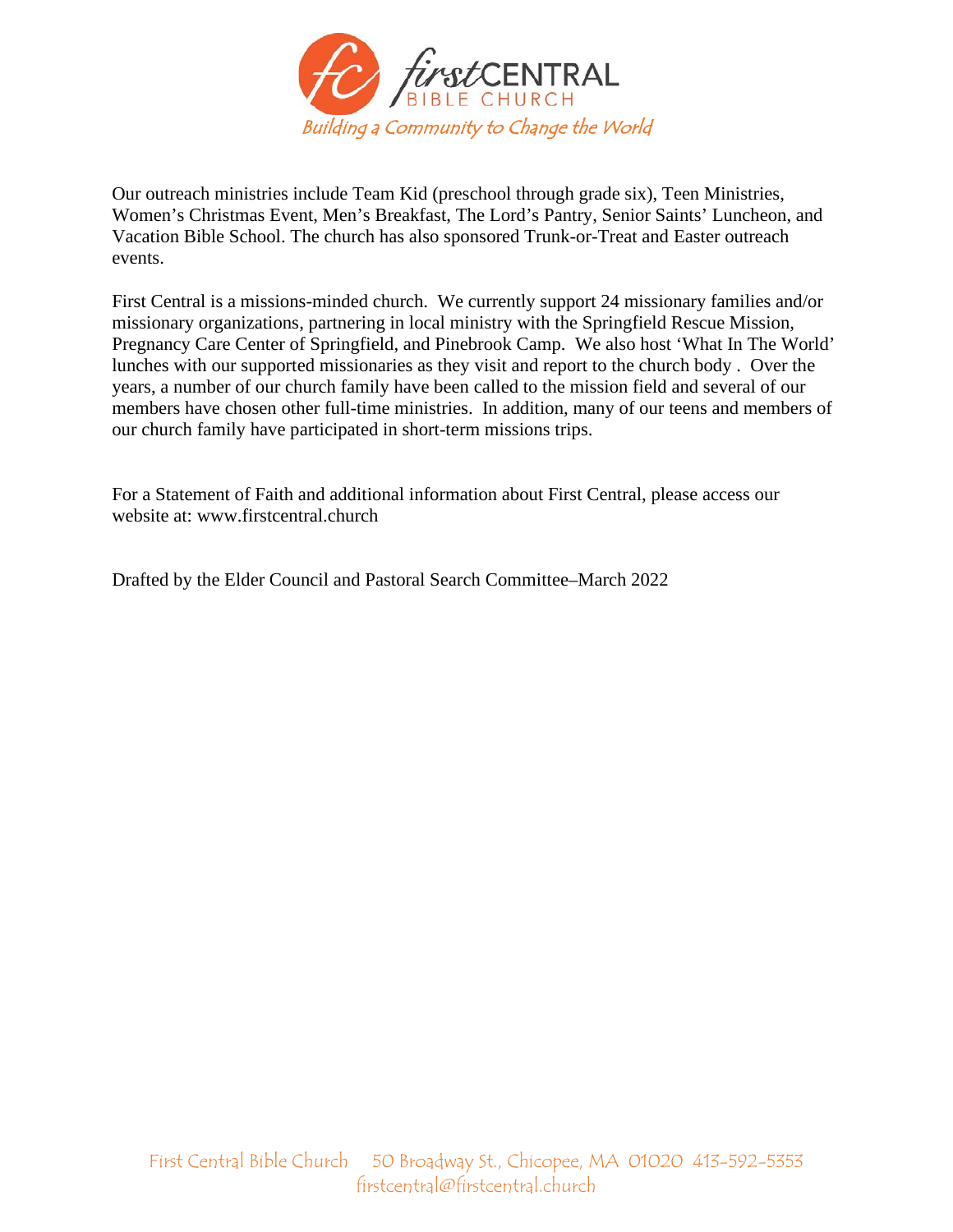Our outreach ministries include Team Kid (preschool through grade six), Teen Ministries, Women's Christmas Event, Men's Breakfast, The Lord's Pantry, Senior Saints' Luncheon, and Vacation Bible School. The church has also sponsored Trunk-or-Treat and Easter outreach events.

First Central is a missions-minded church. We currently support 24 missionary families and/or missionary organizations, partnering in local ministry with the Springfield Rescue Mission, Pregnancy Care Center of Springfield, and Pinebrook Camp. We also host 'What In The World' lunches with our supported missionaries as they visit and report to the church body . Over the years, a number of our church family have been called to the mission field and several of our members have chosen other full-time ministries. In addition, many of our teens and members of our church family have participated in short-term missions trips.

For a Statement of Faith and additional information about First Central, please access our website at: www.firstcentral.church

Drafted by the Elder Council and Pastoral Search Committee–March 2022